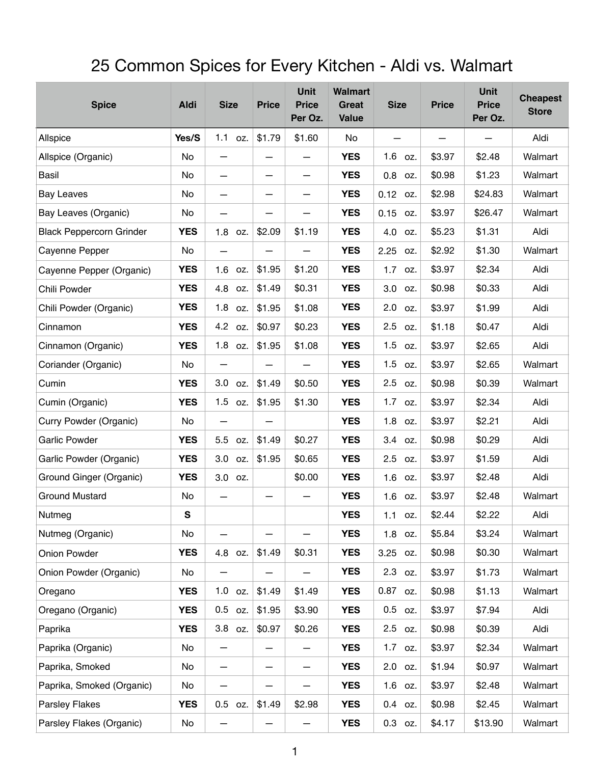# 25 Common Spices for Every Kitchen - Aldi vs. Walmart

| Spice | Aldi | Size | Price | Unit Price Per Oz. | Walmart Great Value | Size | Price | Unit Price Per Oz. | Cheapest Store |
|---|---|---|---|---|---|---|---|---|---|
| Allspice | **Yes/S** | 1.1 oz. | $1.79 | $1.60 | No | — | — | — | Aldi |
| Allspice (Organic) | No | — | — | — | **YES** | 1.6 oz. | $3.97 | $2.48 | Walmart |
| Basil | No | — | — | — | **YES** | 0.8 oz. | $0.98 | $1.23 | Walmart |
| Bay Leaves | No | — | — | — | **YES** | 0.12 oz. | $2.98 | $24.83 | Walmart |
| Bay Leaves (Organic) | No | — | — | — | **YES** | 0.15 oz. | $3.97 | $26.47 | Walmart |
| Black Peppercorn Grinder | **YES** | 1.8 oz. | $2.09 | $1.19 | **YES** | 4.0 oz. | $5.23 | $1.31 | Aldi |
| Cayenne Pepper | No | — | — | — | **YES** | 2.25 oz. | $2.92 | $1.30 | Walmart |
| Cayenne Pepper (Organic) | **YES** | 1.6 oz. | $1.95 | $1.20 | **YES** | 1.7 oz. | $3.97 | $2.34 | Aldi |
| Chili Powder | **YES** | 4.8 oz. | $1.49 | $0.31 | **YES** | 3.0 oz. | $0.98 | $0.33 | Aldi |
| Chili Powder (Organic) | **YES** | 1.8 oz. | $1.95 | $1.08 | **YES** | 2.0 oz. | $3.97 | $1.99 | Aldi |
| Cinnamon | **YES** | 4.2 oz. | $0.97 | $0.23 | **YES** | 2.5 oz. | $1.18 | $0.47 | Aldi |
| Cinnamon (Organic) | **YES** | 1.8 oz. | $1.95 | $1.08 | **YES** | 1.5 oz. | $3.97 | $2.65 | Aldi |
| Coriander (Organic) | No | — | — | — | **YES** | 1.5 oz. | $3.97 | $2.65 | Walmart |
| Cumin | **YES** | 3.0 oz. | $1.49 | $0.50 | **YES** | 2.5 oz. | $0.98 | $0.39 | Walmart |
| Cumin (Organic) | **YES** | 1.5 oz. | $1.95 | $1.30 | **YES** | 1.7 oz. | $3.97 | $2.34 | Aldi |
| Curry Powder (Organic) | No | — | — | | **YES** | 1.8 oz. | $3.97 | $2.21 | Aldi |
| Garlic Powder | **YES** | 5.5 oz. | $1.49 | $0.27 | **YES** | 3.4 oz. | $0.98 | $0.29 | Aldi |
| Garlic Powder (Organic) | **YES** | 3.0 oz. | $1.95 | $0.65 | **YES** | 2.5 oz. | $3.97 | $1.59 | Aldi |
| Ground Ginger (Organic) | **YES** | 3.0 oz. | | $0.00 | **YES** | 1.6 oz. | $3.97 | $2.48 | Aldi |
| Ground Mustard | No | — | — | — | **YES** | 1.6 oz. | $3.97 | $2.48 | Walmart |
| Nutmeg | **S** | | | | **YES** | 1.1 oz. | $2.44 | $2.22 | Aldi |
| Nutmeg (Organic) | No | — | — | — | **YES** | 1.8 oz. | $5.84 | $3.24 | Walmart |
| Onion Powder | **YES** | 4.8 oz. | $1.49 | $0.31 | **YES** | 3.25 oz. | $0.98 | $0.30 | Walmart |
| Onion Powder (Organic) | No | — | — | — | **YES** | 2.3 oz. | $3.97 | $1.73 | Walmart |
| Oregano | **YES** | 1.0 oz. | $1.49 | $1.49 | **YES** | 0.87 oz. | $0.98 | $1.13 | Walmart |
| Oregano (Organic) | **YES** | 0.5 oz. | $1.95 | $3.90 | **YES** | 0.5 oz. | $3.97 | $7.94 | Aldi |
| Paprika | **YES** | 3.8 oz. | $0.97 | $0.26 | **YES** | 2.5 oz. | $0.98 | $0.39 | Aldi |
| Paprika (Organic) | No | — | — | — | **YES** | 1.7 oz. | $3.97 | $2.34 | Walmart |
| Paprika, Smoked | No | — | — | — | **YES** | 2.0 oz. | $1.94 | $0.97 | Walmart |
| Paprika, Smoked (Organic) | No | — | — | — | **YES** | 1.6 oz. | $3.97 | $2.48 | Walmart |
| Parsley Flakes | **YES** | 0.5 oz. | $1.49 | $2.98 | **YES** | 0.4 oz. | $0.98 | $2.45 | Walmart |
| Parsley Flakes (Organic) | No | — | — | — | **YES** | 0.3 oz. | $4.17 | $13.90 | Walmart |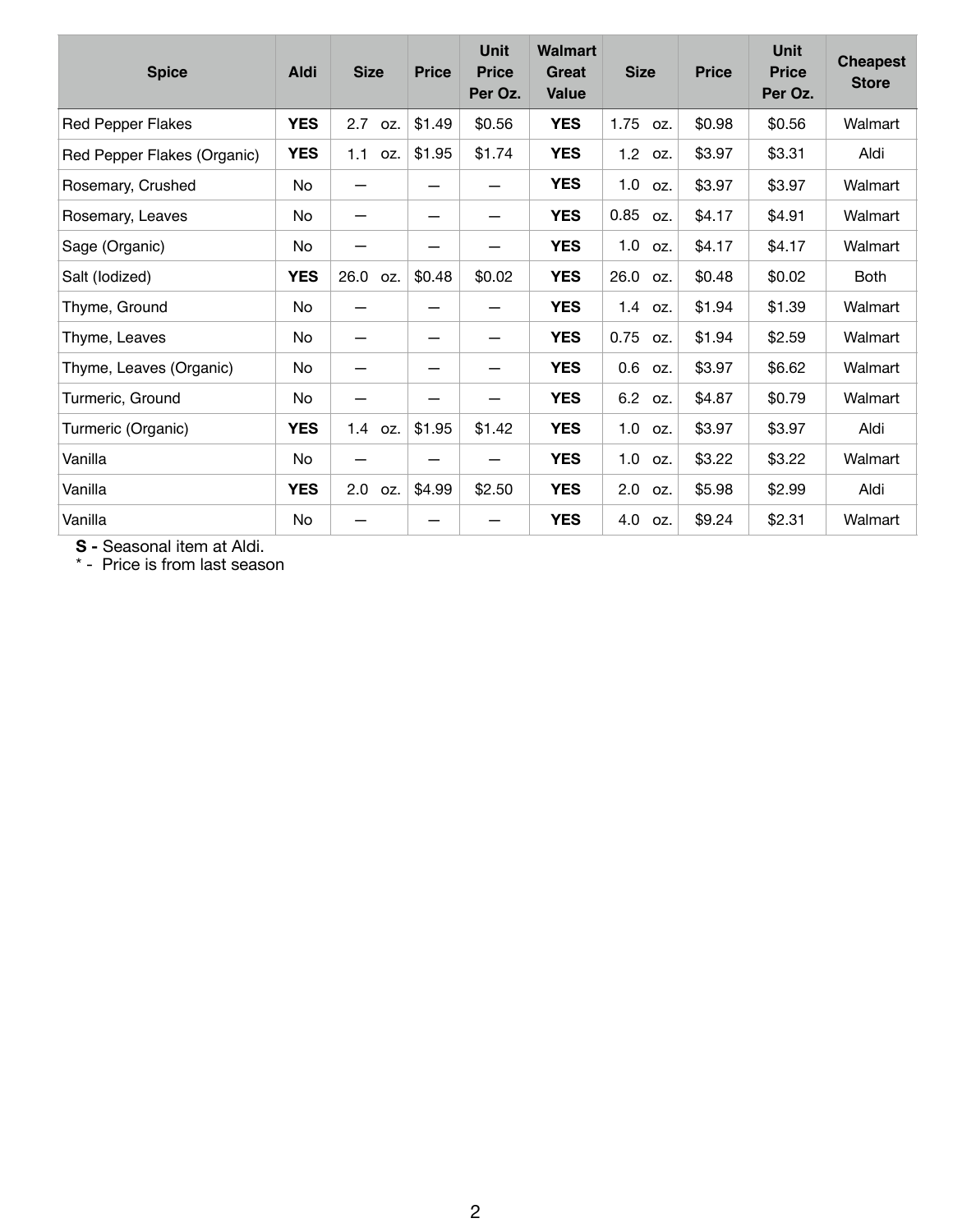| Spice | Aldi | Size | Price | Unit Price Per Oz. | Walmart Great Value | Size | Price | Unit Price Per Oz. | Cheapest Store |
|---|---|---|---|---|---|---|---|---|---|
| Red Pepper Flakes | **YES** | 2.7 oz. | $1.49 | $0.56 | **YES** | 1.75 oz. | $0.98 | $0.56 | Walmart |
| Red Pepper Flakes (Organic) | **YES** | 1.1 oz. | $1.95 | $1.74 | **YES** | 1.2 oz. | $3.97 | $3.31 | Aldi |
| Rosemary, Crushed | No | — | — | — | **YES** | 1.0 oz. | $3.97 | $3.97 | Walmart |
| Rosemary, Leaves | No | — | — | — | **YES** | 0.85 oz. | $4.17 | $4.91 | Walmart |
| Sage (Organic) | No | — | — | — | **YES** | 1.0 oz. | $4.17 | $4.17 | Walmart |
| Salt (Iodized) | **YES** | 26.0 oz. | $0.48 | $0.02 | **YES** | 26.0 oz. | $0.48 | $0.02 | Both |
| Thyme, Ground | No | — | — | — | **YES** | 1.4 oz. | $1.94 | $1.39 | Walmart |
| Thyme, Leaves | No | — | — | — | **YES** | 0.75 oz. | $1.94 | $2.59 | Walmart |
| Thyme, Leaves (Organic) | No | — | — | — | **YES** | 0.6 oz. | $3.97 | $6.62 | Walmart |
| Turmeric, Ground | No | — | — | — | **YES** | 6.2 oz. | $4.87 | $0.79 | Walmart |
| Turmeric (Organic) | **YES** | 1.4 oz. | $1.95 | $1.42 | **YES** | 1.0 oz. | $3.97 | $3.97 | Aldi |
| Vanilla | No | — | — | — | **YES** | 1.0 oz. | $3.22 | $3.22 | Walmart |
| Vanilla | **YES** | 2.0 oz. | $4.99 | $2.50 | **YES** | 2.0 oz. | $5.98 | $2.99 | Aldi |
| Vanilla | No | — | — | — | **YES** | 4.0 oz. | $9.24 | $2.31 | Walmart |

**S -** Seasonal item at Aldi.
* - Price is from last season